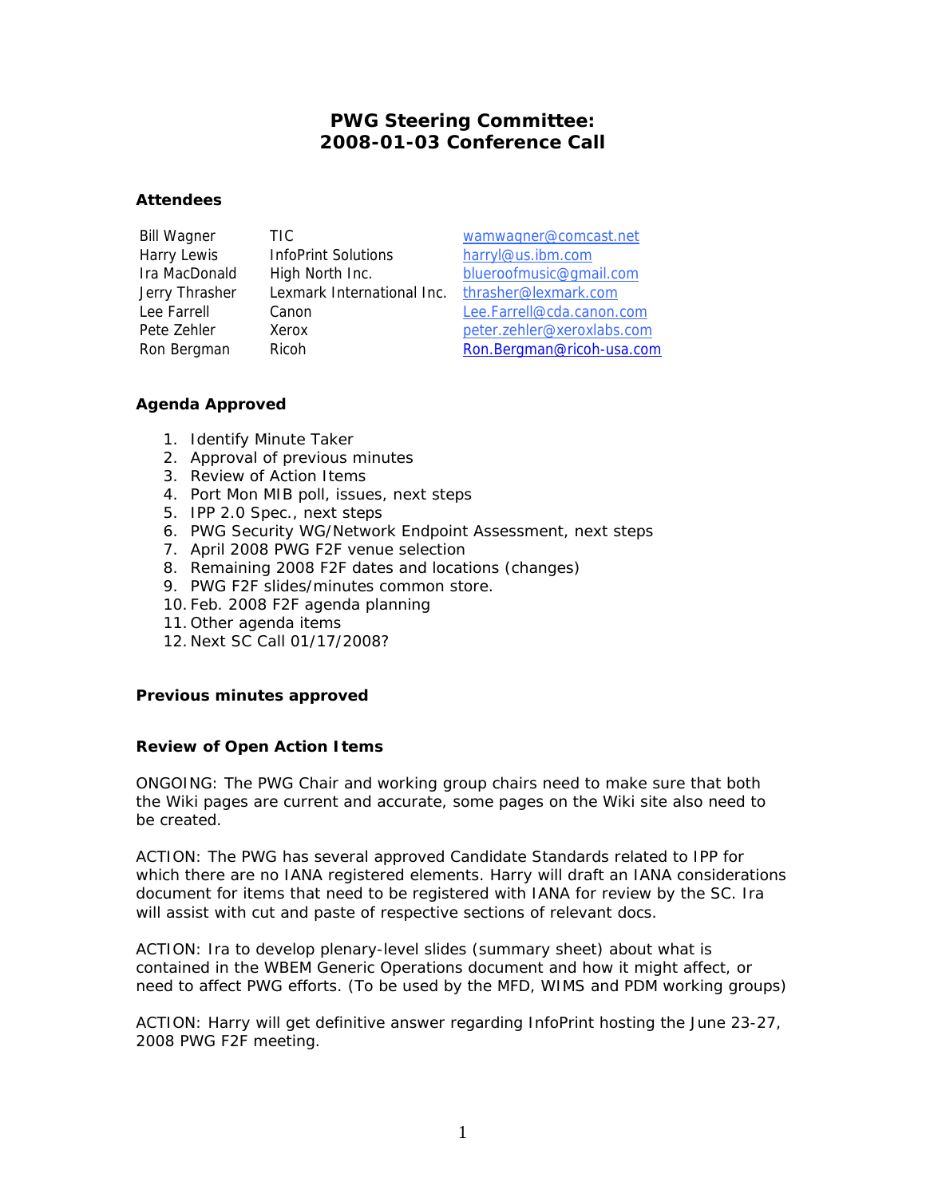# PWG Steering Committee: 2008-01-03 Conference Call

### Attendees

| | | |
|---|---|---|
| Bill Wagner | TIC | wamwagner@comcast.net |
| Harry Lewis | InfoPrint Solutions | harryl@us.ibm.com |
| Ira MacDonald | High North Inc. | blueroofmusic@gmail.com |
| Jerry Thrasher | Lexmark International Inc. | thrasher@lexmark.com |
| Lee Farrell | Canon | Lee.Farrell@cda.canon.com |
| Pete Zehler | Xerox | peter.zehler@xeroxlabs.com |
| Ron Bergman | Ricoh | Ron.Bergman@ricoh-usa.com |

### Agenda Approved

1. Identify Minute Taker
2. Approval of previous minutes
3. Review of Action Items
4. Port Mon MIB poll, issues, next steps
5. IPP 2.0 Spec., next steps
6. PWG Security WG/Network Endpoint Assessment, next steps
7. April 2008 PWG F2F venue selection
8. Remaining 2008 F2F dates and locations (changes)
9. PWG F2F slides/minutes common store.
10. Feb. 2008 F2F agenda planning
11. Other agenda items
12. Next SC Call 01/17/2008?

### Previous minutes approved

### Review of Open Action Items

ONGOING: The PWG Chair and working group chairs need to make sure that both the Wiki pages are current and accurate, some pages on the Wiki site also need to be created.

ACTION: The PWG has several approved Candidate Standards related to IPP for which there are no IANA registered elements. Harry will draft an IANA considerations document for items that need to be registered with IANA for review by the SC. Ira will assist with cut and paste of respective sections of relevant docs.

ACTION: Ira to develop plenary-level slides (summary sheet) about what is contained in the WBEM Generic Operations document and how it might affect, or need to affect PWG efforts. (To be used by the MFD, WIMS and PDM working groups)

ACTION: Harry will get definitive answer regarding InfoPrint hosting the June 23-27, 2008 PWG F2F meeting.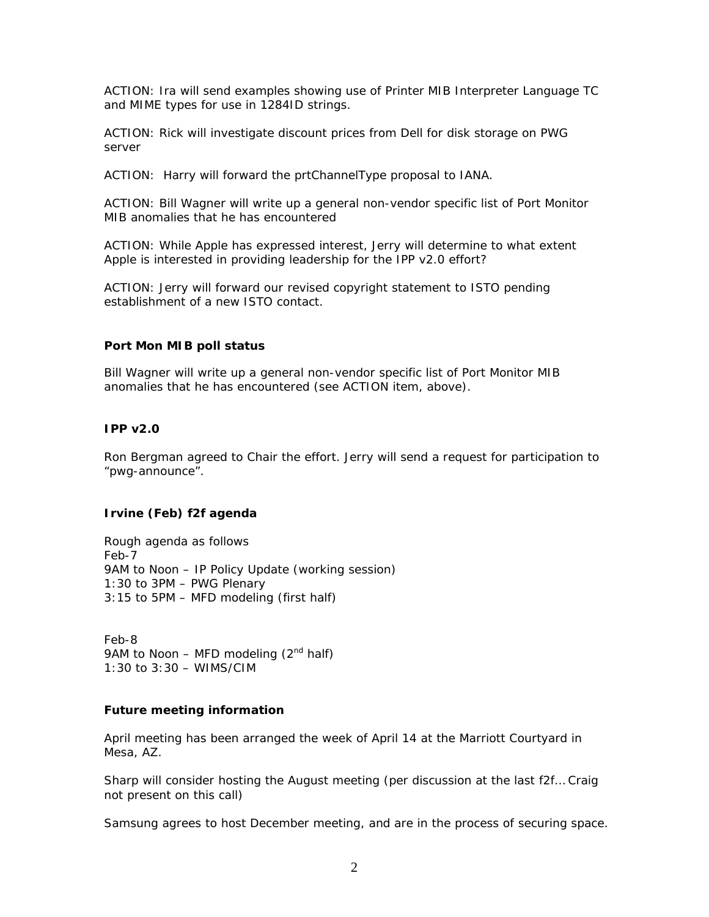ACTION: Ira will send examples showing use of Printer MIB Interpreter Language TC and MIME types for use in 1284ID strings.

ACTION: Rick will investigate discount prices from Dell for disk storage on PWG server

ACTION:  Harry will forward the prtChannelType proposal to IANA.

ACTION: Bill Wagner will write up a general non-vendor specific list of Port Monitor MIB anomalies that he has encountered

ACTION: While Apple has expressed interest, Jerry will determine to what extent Apple is interested in providing leadership for the IPP v2.0 effort?

ACTION: Jerry will forward our revised copyright statement to ISTO pending establishment of a new ISTO contact.

**Port Mon MIB poll status**

Bill Wagner will write up a general non-vendor specific list of Port Monitor MIB anomalies that he has encountered (see ACTION item, above).

**IPP v2.0**

Ron Bergman agreed to Chair the effort. Jerry will send a request for participation to "pwg-announce".

**Irvine (Feb) f2f agenda**

Rough agenda as follows
Feb-7
9AM to Noon – IP Policy Update (working session)
1:30 to 3PM – PWG Plenary
3:15 to 5PM – MFD modeling (first half)

Feb-8
9AM to Noon – MFD modeling (2nd half)
1:30 to 3:30 – WIMS/CIM

**Future meeting information**

April meeting has been arranged the week of April 14 at the Marriott Courtyard in Mesa, AZ.

Sharp will consider hosting the August meeting (per discussion at the last f2f... Craig not present on this call)

Samsung agrees to host December meeting, and are in the process of securing space.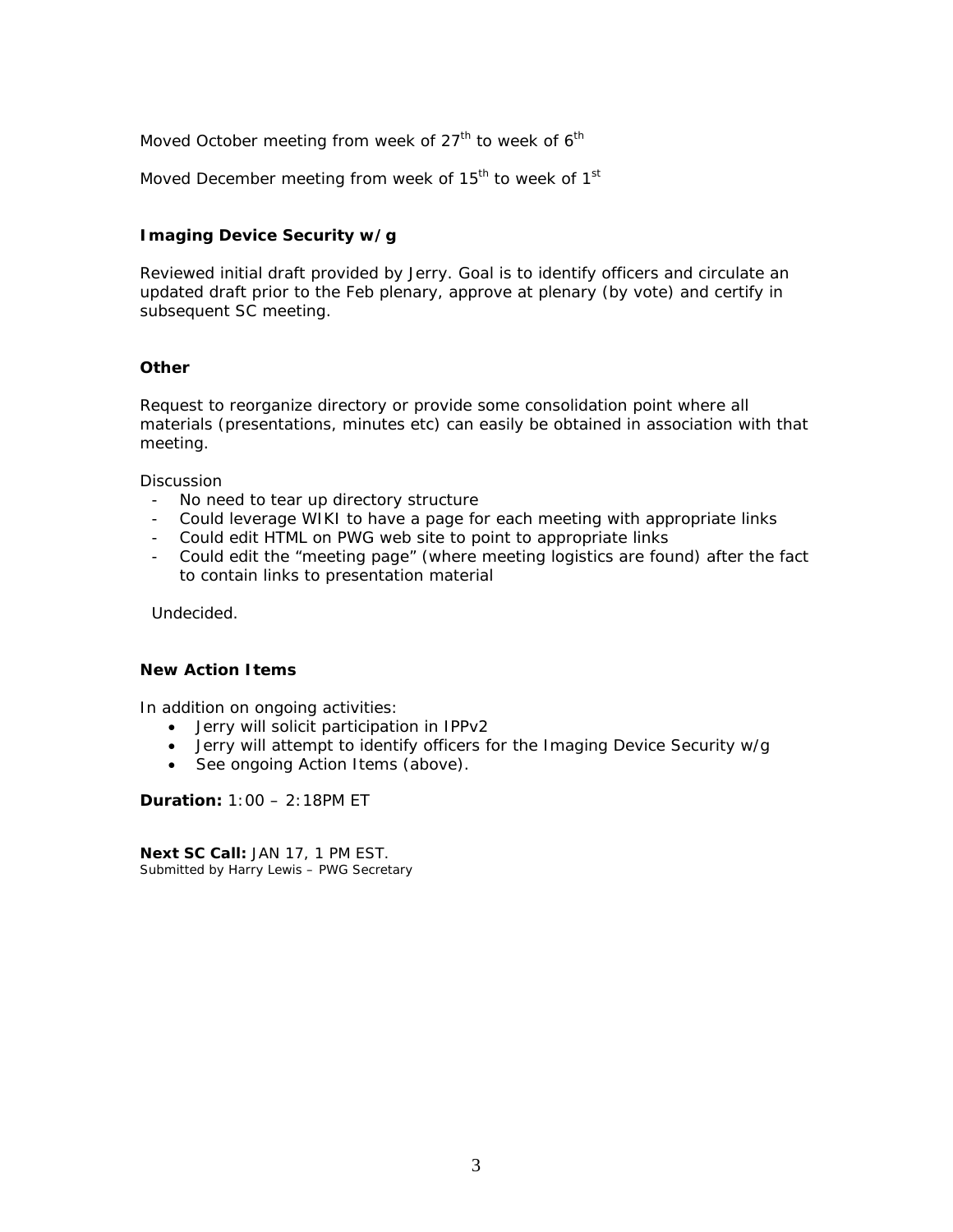Moved October meeting from week of 27th to week of 6th

Moved December meeting from week of 15th to week of 1st

### Imaging Device Security w/g

Reviewed initial draft provided by Jerry. Goal is to identify officers and circulate an updated draft prior to the Feb plenary, approve at plenary (by vote) and certify in subsequent SC meeting.

### Other

Request to reorganize directory or provide some consolidation point where all materials (presentations, minutes etc) can easily be obtained in association with that meeting.

Discussion

- No need to tear up directory structure
- Could leverage WIKI to have a page for each meeting with appropriate links
- Could edit HTML on PWG web site to point to appropriate links
- Could edit the "meeting page" (where meeting logistics are found) after the fact to contain links to presentation material

Undecided.

### New Action Items

In addition on ongoing activities:

- Jerry will solicit participation in IPPv2
- Jerry will attempt to identify officers for the Imaging Device Security w/g
- See ongoing Action Items (above).

**Duration:** 1:00 – 2:18PM ET

**Next SC Call:** JAN 17, 1 PM EST.
Submitted by Harry Lewis – PWG Secretary